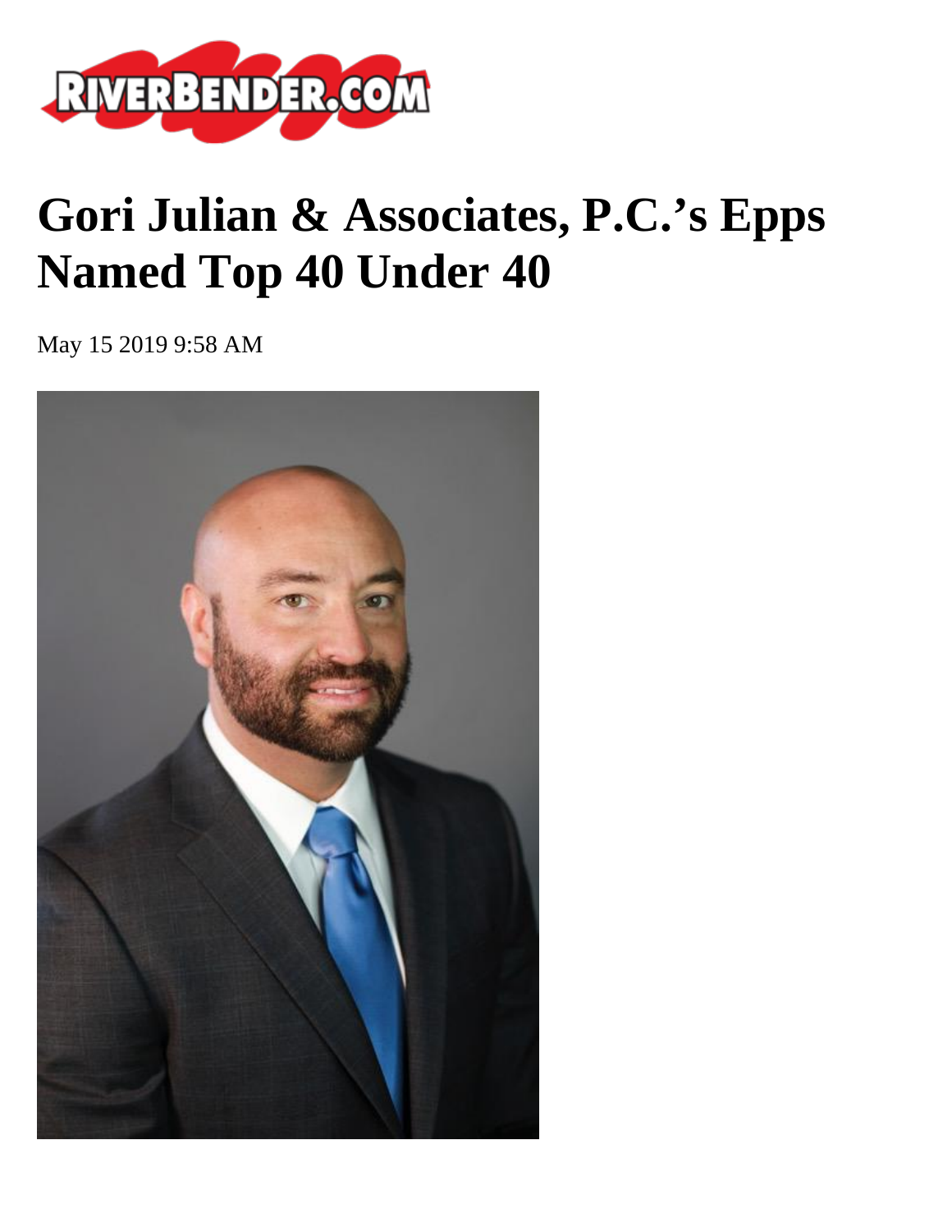# Gori Julian & Associates, P.C.'s Epps Named Top 40 Under 40

May 15 2019 9:58 AM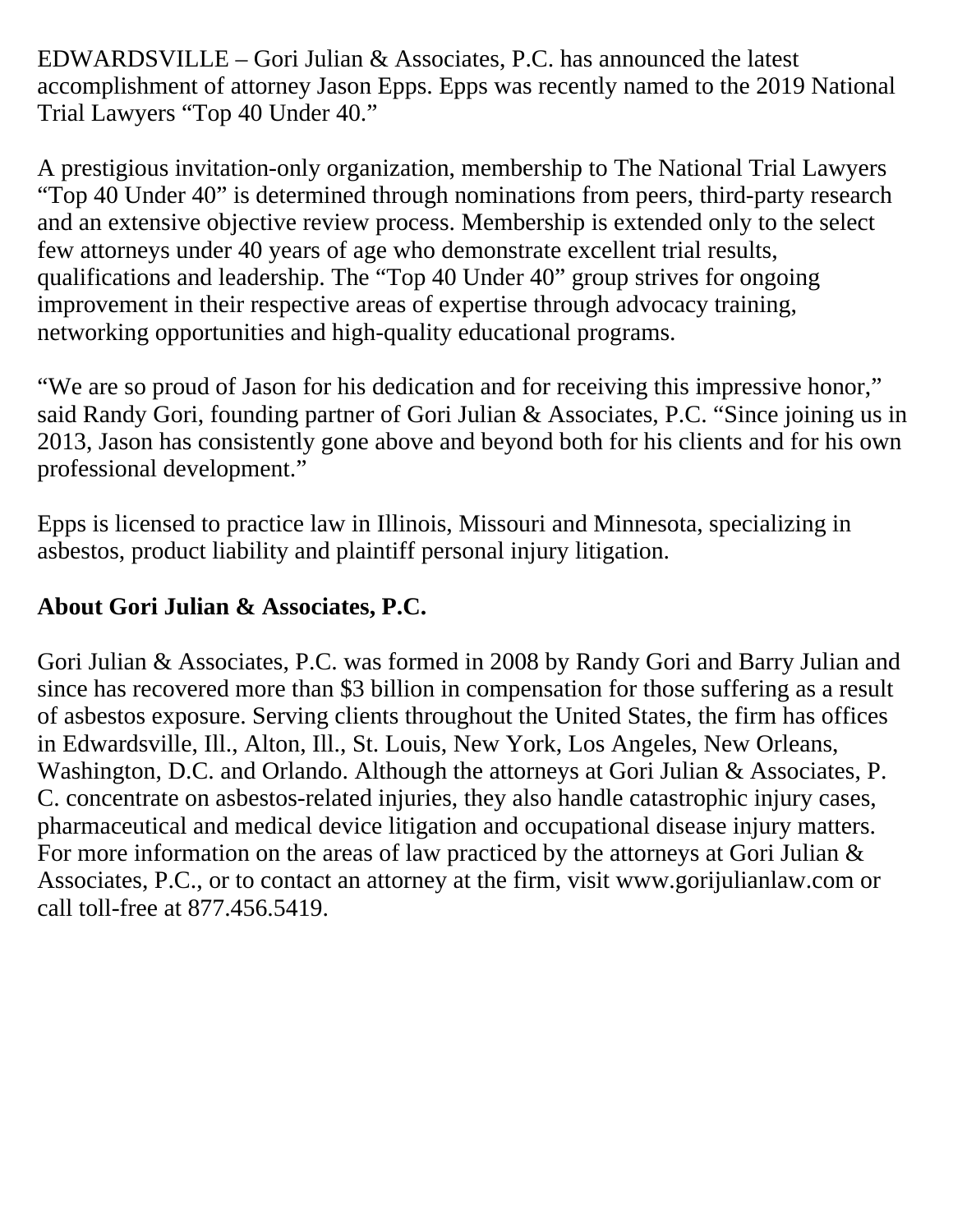EDWARDSVILLE – Gori Julian & Associates, P.C. has announced the latest accomplishment of attorney Jason Epps. Epps was recently named to the 2019 National Trial Lawyers "Top 40 Under 40."

A prestigious invitation-only organization, membership to The National Trial Lawyers "Top 40 Under 40" is determined through nominations from peers, third-party research and an extensive objective review process. Membership is extended only to the select few attorneys under 40 years of age who demonstrate excellent trial results, qualifications and leadership. The "Top 40 Under 40" group strives for ongoing improvement in their respective areas of expertise through advocacy training, networking opportunities and high-quality educational programs.

"We are so proud of Jason for his dedication and for receiving this impressive honor," said Randy Gori, founding partner of Gori Julian & Associates, P.C. "Since joining us in 2013, Jason has consistently gone above and beyond both for his clients and for his own professional development."

Epps is licensed to practice law in Illinois, Missouri and Minnesota, specializing in asbestos, product liability and plaintiff personal injury litigation.

**About Gori Julian & Associates, P.C.**

Gori Julian & Associates, P.C. was formed in 2008 by Randy Gori and Barry Julian and since has recovered more than $3 billion in compensation for those suffering as a result of asbestos exposure. Serving clients throughout the United States, the firm has offices in Edwardsville, Ill., Alton, Ill., St. Louis, New York, Los Angeles, New Orleans, Washington, D.C. and Orlando. Although the attorneys at Gori Julian & Associates, P.C. concentrate on asbestos-related injuries, they also handle catastrophic injury cases, pharmaceutical and medical device litigation and occupational disease injury matters. For more information on the areas of law practiced by the attorneys at Gori Julian & Associates, P.C., or to contact an attorney at the firm, visit www.gorijulianlaw.com or call toll-free at 877.456.5419.